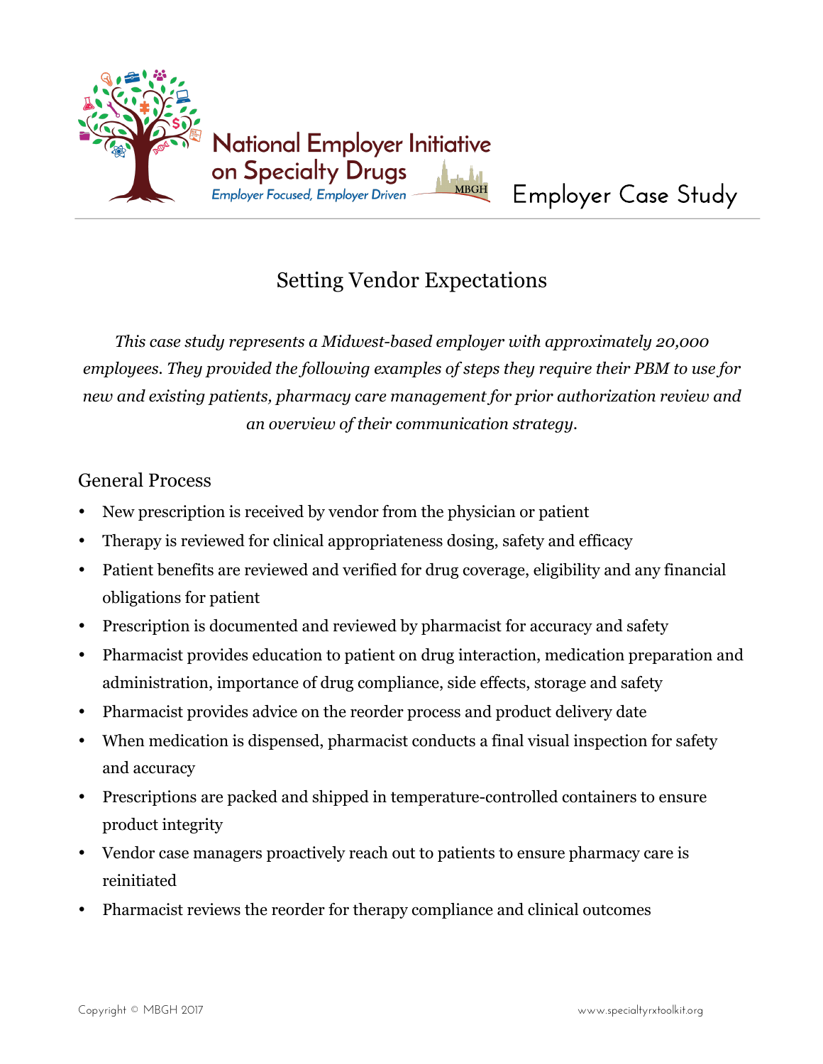National Employer Initiative on Specialty Drugs

*Employer Focused, Employer Driven*

Employer Case Study

# Setting Vendor Expectations

*This case study represents a Midwest-based employer with approximately 20,000 employees. They provided the following examples of steps they require their PBM to use for new and existing patients, pharmacy care management for prior authorization review and an overview of their communication strategy.*

## General Process

- New prescription is received by vendor from the physician or patient
- Therapy is reviewed for clinical appropriateness dosing, safety and efficacy
- Patient benefits are reviewed and verified for drug coverage, eligibility and any financial obligations for patient
- Prescription is documented and reviewed by pharmacist for accuracy and safety
- Pharmacist provides education to patient on drug interaction, medication preparation and administration, importance of drug compliance, side effects, storage and safety
- Pharmacist provides advice on the reorder process and product delivery date
- When medication is dispensed, pharmacist conducts a final visual inspection for safety and accuracy
- Prescriptions are packed and shipped in temperature-controlled containers to ensure product integrity
- Vendor case managers proactively reach out to patients to ensure pharmacy care is reinitiated
- Pharmacist reviews the reorder for therapy compliance and clinical outcomes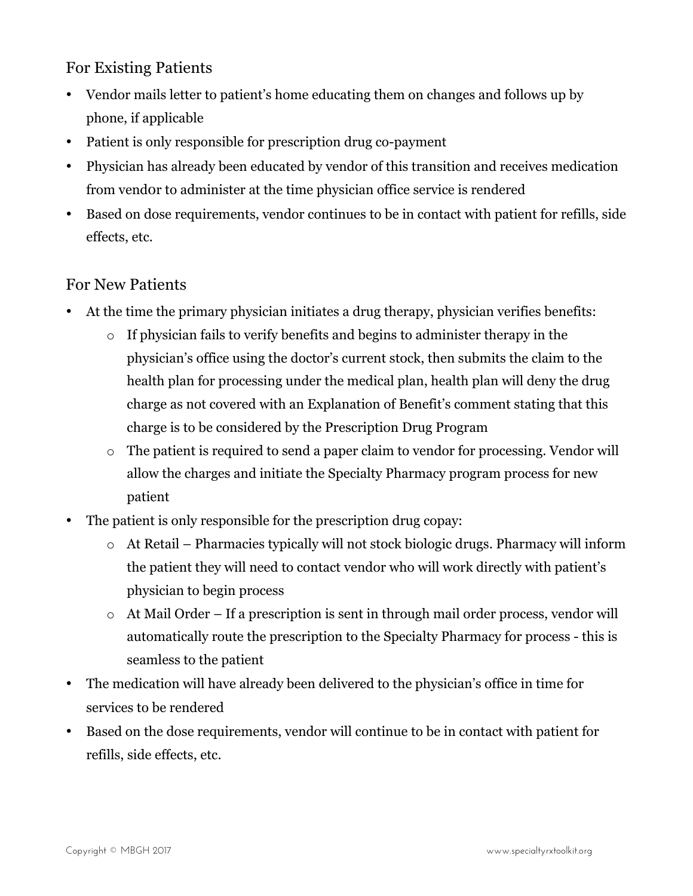## For Existing Patients

- Vendor mails letter to patient's home educating them on changes and follows up by phone, if applicable
- Patient is only responsible for prescription drug co-payment
- Physician has already been educated by vendor of this transition and receives medication from vendor to administer at the time physician office service is rendered
- Based on dose requirements, vendor continues to be in contact with patient for refills, side effects, etc.

## For New Patients

- At the time the primary physician initiates a drug therapy, physician verifies benefits:
    - If physician fails to verify benefits and begins to administer therapy in the physician's office using the doctor's current stock, then submits the claim to the health plan for processing under the medical plan, health plan will deny the drug charge as not covered with an Explanation of Benefit's comment stating that this charge is to be considered by the Prescription Drug Program
    - The patient is required to send a paper claim to vendor for processing. Vendor will allow the charges and initiate the Specialty Pharmacy program process for new patient
- The patient is only responsible for the prescription drug copay:
    - At Retail – Pharmacies typically will not stock biologic drugs. Pharmacy will inform the patient they will need to contact vendor who will work directly with patient's physician to begin process
    - At Mail Order – If a prescription is sent in through mail order process, vendor will automatically route the prescription to the Specialty Pharmacy for process - this is seamless to the patient
- The medication will have already been delivered to the physician's office in time for services to be rendered
- Based on the dose requirements, vendor will continue to be in contact with patient for refills, side effects, etc.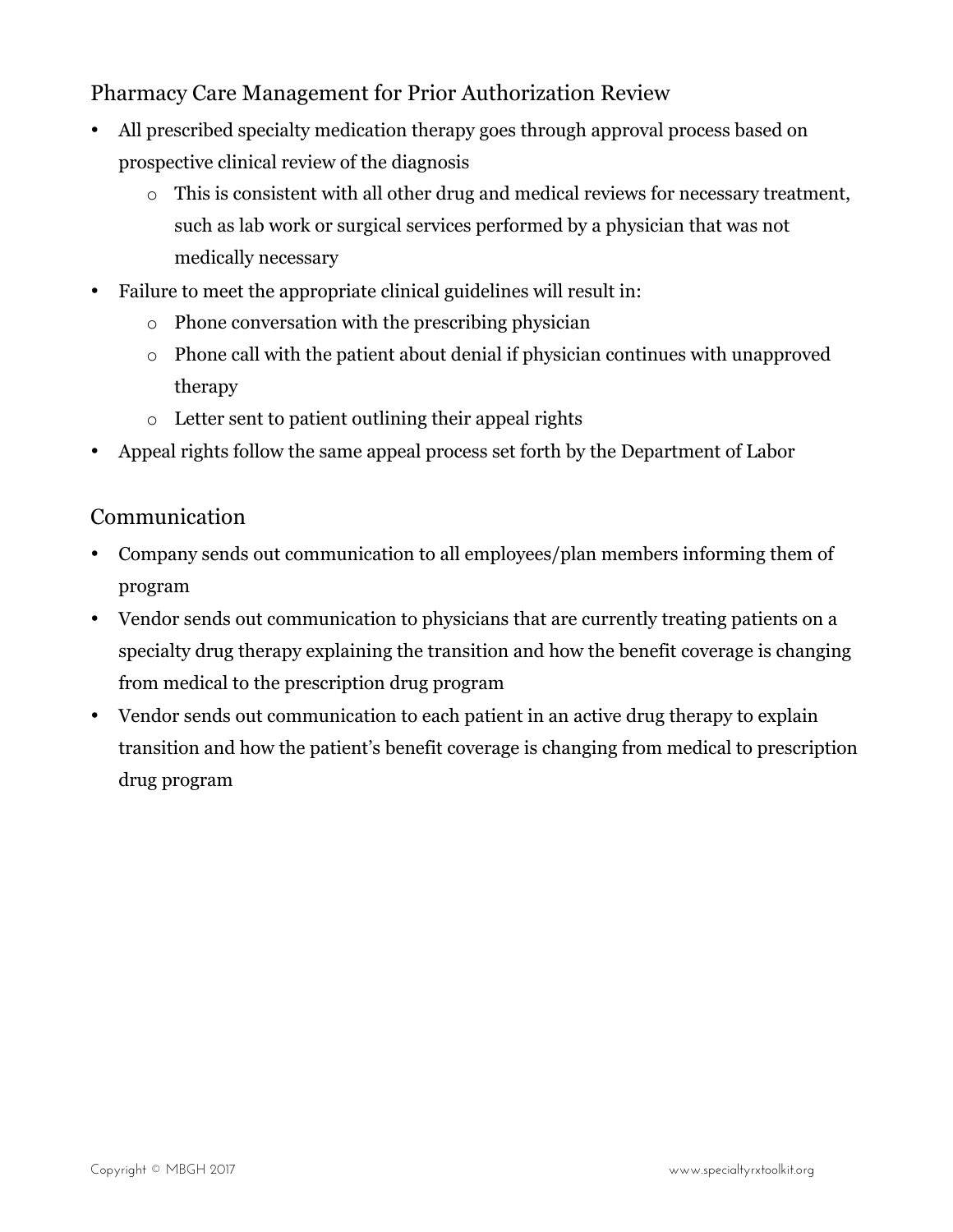## Pharmacy Care Management for Prior Authorization Review

- All prescribed specialty medication therapy goes through approval process based on prospective clinical review of the diagnosis
  - This is consistent with all other drug and medical reviews for necessary treatment, such as lab work or surgical services performed by a physician that was not medically necessary
- Failure to meet the appropriate clinical guidelines will result in:
  - Phone conversation with the prescribing physician
  - Phone call with the patient about denial if physician continues with unapproved therapy
  - Letter sent to patient outlining their appeal rights
- Appeal rights follow the same appeal process set forth by the Department of Labor

## Communication

- Company sends out communication to all employees/plan members informing them of program
- Vendor sends out communication to physicians that are currently treating patients on a specialty drug therapy explaining the transition and how the benefit coverage is changing from medical to the prescription drug program
- Vendor sends out communication to each patient in an active drug therapy to explain transition and how the patient's benefit coverage is changing from medical to prescription drug program